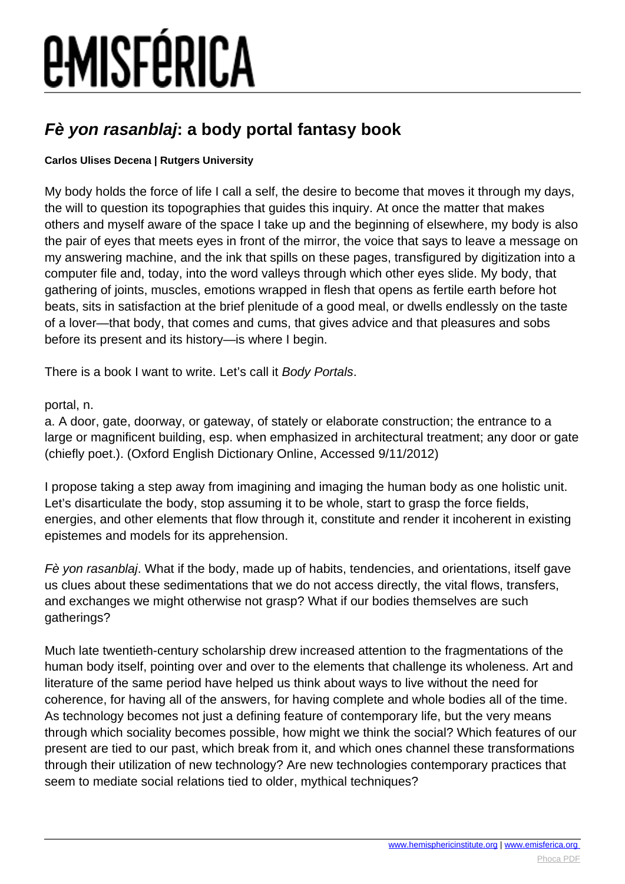# ***Fè yon rasanblaj*: a body portal fantasy book**

**Carlos Ulises Decena | Rutgers University**

My body holds the force of life I call a self, the desire to become that moves it through my days, the will to question its topographies that guides this inquiry. At once the matter that makes others and myself aware of the space I take up and the beginning of elsewhere, my body is also the pair of eyes that meets eyes in front of the mirror, the voice that says to leave a message on my answering machine, and the ink that spills on these pages, transfigured by digitization into a computer file and, today, into the word valleys through which other eyes slide. My body, that gathering of joints, muscles, emotions wrapped in flesh that opens as fertile earth before hot beats, sits in satisfaction at the brief plenitude of a good meal, or dwells endlessly on the taste of a lover—that body, that comes and cums, that gives advice and that pleasures and sobs before its present and its history—is where I begin.

There is a book I want to write. Let's call it *Body Portals*.

portal, n.
a. A door, gate, doorway, or gateway, of stately or elaborate construction; the entrance to a large or magnificent building, esp. when emphasized in architectural treatment; any door or gate (chiefly poet.). (Oxford English Dictionary Online, Accessed 9/11/2012)

I propose taking a step away from imagining and imaging the human body as one holistic unit. Let's disarticulate the body, stop assuming it to be whole, start to grasp the force fields, energies, and other elements that flow through it, constitute and render it incoherent in existing epistemes and models for its apprehension.

*Fè yon rasanblaj*. What if the body, made up of habits, tendencies, and orientations, itself gave us clues about these sedimentations that we do not access directly, the vital flows, transfers, and exchanges we might otherwise not grasp? What if our bodies themselves are such gatherings?

Much late twentieth-century scholarship drew increased attention to the fragmentations of the human body itself, pointing over and over to the elements that challenge its wholeness. Art and literature of the same period have helped us think about ways to live without the need for coherence, for having all of the answers, for having complete and whole bodies all of the time. As technology becomes not just a defining feature of contemporary life, but the very means through which sociality becomes possible, how might we think the social? Which features of our present are tied to our past, which break from it, and which ones channel these transformations through their utilization of new technology? Are new technologies contemporary practices that seem to mediate social relations tied to older, mythical techniques?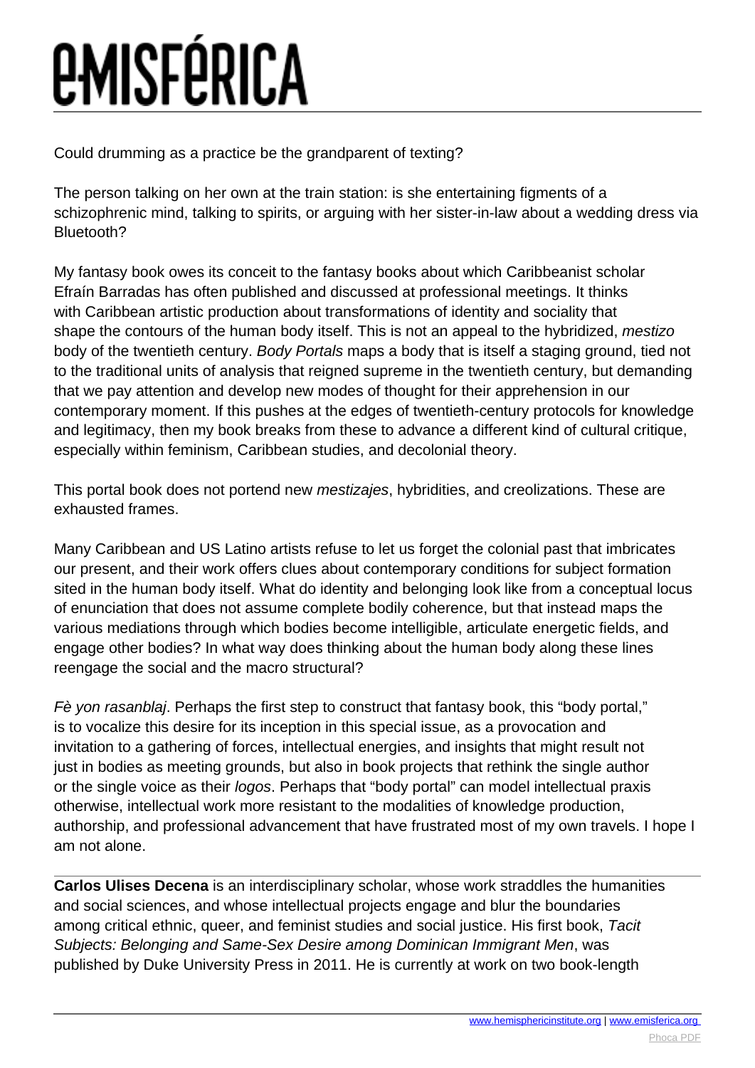Could drumming as a practice be the grandparent of texting?

The person talking on her own at the train station: is she entertaining figments of a schizophrenic mind, talking to spirits, or arguing with her sister-in-law about a wedding dress via Bluetooth?

My fantasy book owes its conceit to the fantasy books about which Caribbeanist scholar Efraín Barradas has often published and discussed at professional meetings. It thinks with Caribbean artistic production about transformations of identity and sociality that shape the contours of the human body itself. This is not an appeal to the hybridized, *mestizo* body of the twentieth century. *Body Portals* maps a body that is itself a staging ground, tied not to the traditional units of analysis that reigned supreme in the twentieth century, but demanding that we pay attention and develop new modes of thought for their apprehension in our contemporary moment. If this pushes at the edges of twentieth-century protocols for knowledge and legitimacy, then my book breaks from these to advance a different kind of cultural critique, especially within feminism, Caribbean studies, and decolonial theory.

This portal book does not portend new *mestizajes*, hybridities, and creolizations. These are exhausted frames.

Many Caribbean and US Latino artists refuse to let us forget the colonial past that imbricates our present, and their work offers clues about contemporary conditions for subject formation sited in the human body itself. What do identity and belonging look like from a conceptual locus of enunciation that does not assume complete bodily coherence, but that instead maps the various mediations through which bodies become intelligible, articulate energetic fields, and engage other bodies? In what way does thinking about the human body along these lines reengage the social and the macro structural?

*Fè yon rasanblaj*. Perhaps the first step to construct that fantasy book, this "body portal," is to vocalize this desire for its inception in this special issue, as a provocation and invitation to a gathering of forces, intellectual energies, and insights that might result not just in bodies as meeting grounds, but also in book projects that rethink the single author or the single voice as their *logos*. Perhaps that "body portal" can model intellectual praxis otherwise, intellectual work more resistant to the modalities of knowledge production, authorship, and professional advancement that have frustrated most of my own travels. I hope I am not alone.

---

**Carlos Ulises Decena** is an interdisciplinary scholar, whose work straddles the humanities and social sciences, and whose intellectual projects engage and blur the boundaries among critical ethnic, queer, and feminist studies and social justice. His first book, *Tacit Subjects: Belonging and Same-Sex Desire among Dominican Immigrant Men*, was published by Duke University Press in 2011. He is currently at work on two book-length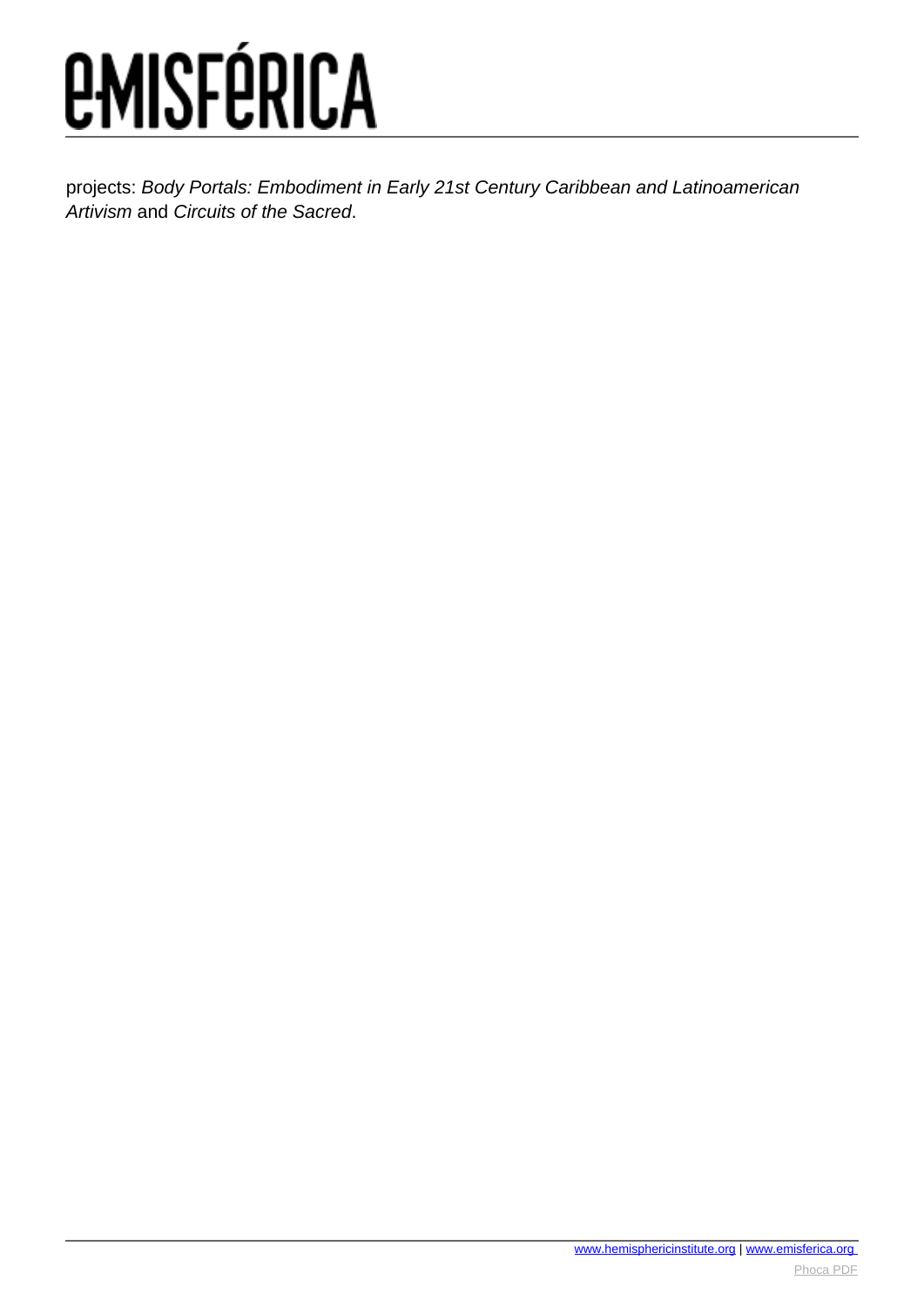projects: *Body Portals: Embodiment in Early 21st Century Caribbean and Latinoamerican Artivism* and *Circuits of the Sacred*.